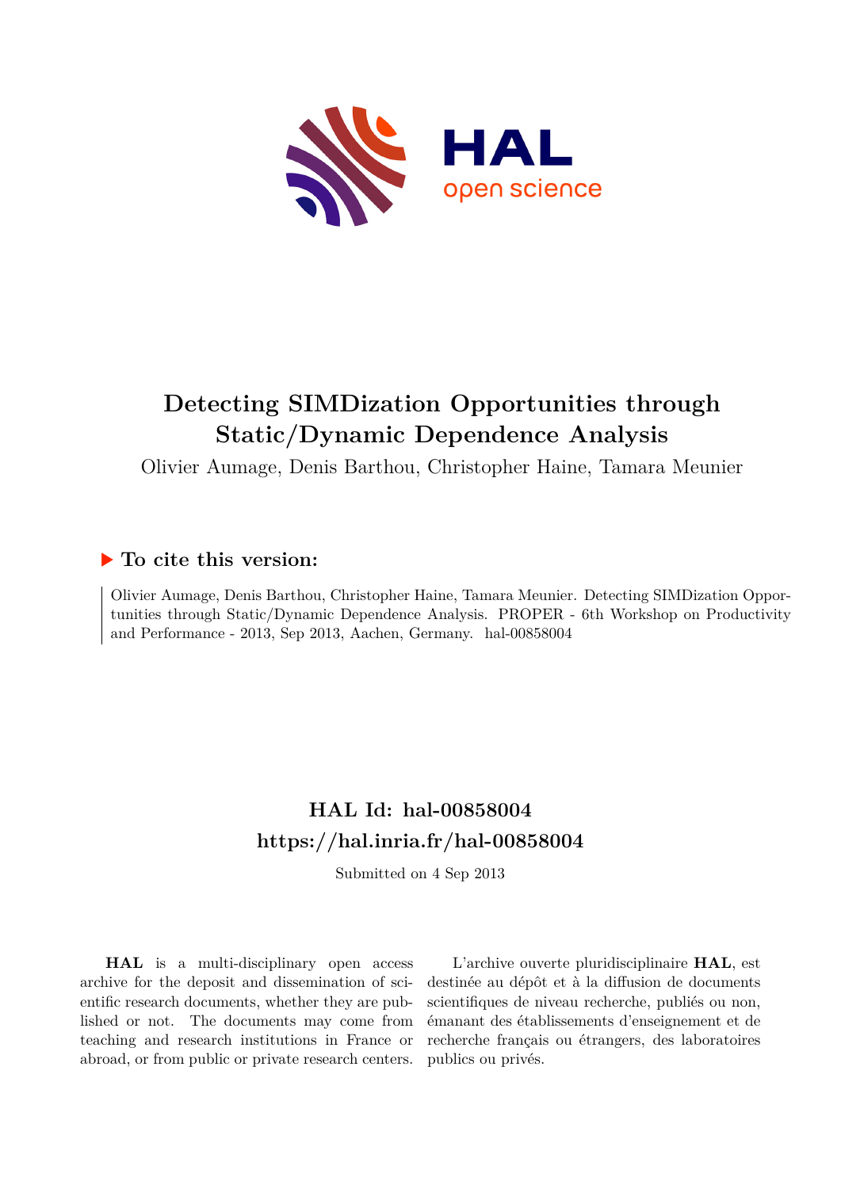# Detecting SIMDization Opportunities through Static/Dynamic Dependence Analysis

Olivier Aumage, Denis Barthou, Christopher Haine, Tamara Meunier

## ▶ To cite this version:

Olivier Aumage, Denis Barthou, Christopher Haine, Tamara Meunier. Detecting SIMDization Opportunities through Static/Dynamic Dependence Analysis. PROPER - 6th Workshop on Productivity and Performance - 2013, Sep 2013, Aachen, Germany. hal-00858004

## HAL Id: hal-00858004
## https://hal.inria.fr/hal-00858004

Submitted on 4 Sep 2013

**HAL** is a multi-disciplinary open access archive for the deposit and dissemination of scientific research documents, whether they are published or not. The documents may come from teaching and research institutions in France or abroad, or from public or private research centers.

L'archive ouverte pluridisciplinaire **HAL**, est destinée au dépôt et à la diffusion de documents scientifiques de niveau recherche, publiés ou non, émanant des établissements d'enseignement et de recherche français ou étrangers, des laboratoires publics ou privés.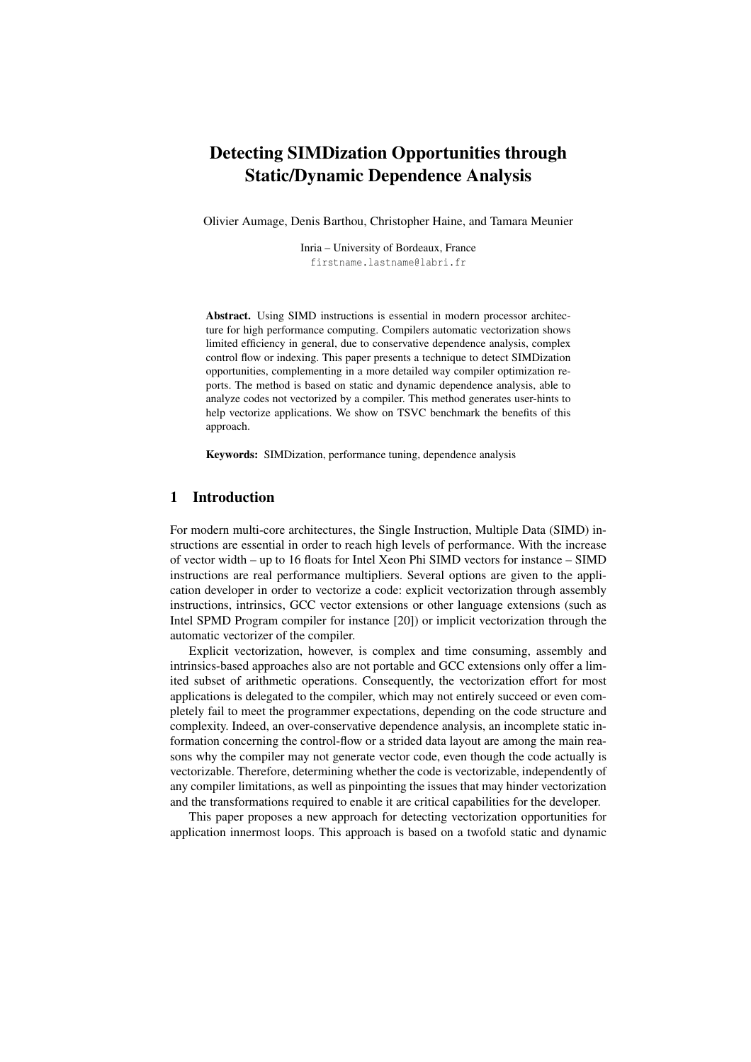# Detecting SIMDization Opportunities through Static/Dynamic Dependence Analysis

Olivier Aumage, Denis Barthou, Christopher Haine, and Tamara Meunier

Inria – University of Bordeaux, France
firstname.lastname@labri.fr

**Abstract.** Using SIMD instructions is essential in modern processor architecture for high performance computing. Compilers automatic vectorization shows limited efficiency in general, due to conservative dependence analysis, complex control flow or indexing. This paper presents a technique to detect SIMDization opportunities, complementing in a more detailed way compiler optimization reports. The method is based on static and dynamic dependence analysis, able to analyze codes not vectorized by a compiler. This method generates user-hints to help vectorize applications. We show on TSVC benchmark the benefits of this approach.

**Keywords:** SIMDization, performance tuning, dependence analysis

## 1 Introduction

For modern multi-core architectures, the Single Instruction, Multiple Data (SIMD) instructions are essential in order to reach high levels of performance. With the increase of vector width – up to 16 floats for Intel Xeon Phi SIMD vectors for instance – SIMD instructions are real performance multipliers. Several options are given to the application developer in order to vectorize a code: explicit vectorization through assembly instructions, intrinsics, GCC vector extensions or other language extensions (such as Intel SPMD Program compiler for instance [20]) or implicit vectorization through the automatic vectorizer of the compiler.

Explicit vectorization, however, is complex and time consuming, assembly and intrinsics-based approaches also are not portable and GCC extensions only offer a limited subset of arithmetic operations. Consequently, the vectorization effort for most applications is delegated to the compiler, which may not entirely succeed or even completely fail to meet the programmer expectations, depending on the code structure and complexity. Indeed, an over-conservative dependence analysis, an incomplete static information concerning the control-flow or a strided data layout are among the main reasons why the compiler may not generate vector code, even though the code actually is vectorizable. Therefore, determining whether the code is vectorizable, independently of any compiler limitations, as well as pinpointing the issues that may hinder vectorization and the transformations required to enable it are critical capabilities for the developer.

This paper proposes a new approach for detecting vectorization opportunities for application innermost loops. This approach is based on a twofold static and dynamic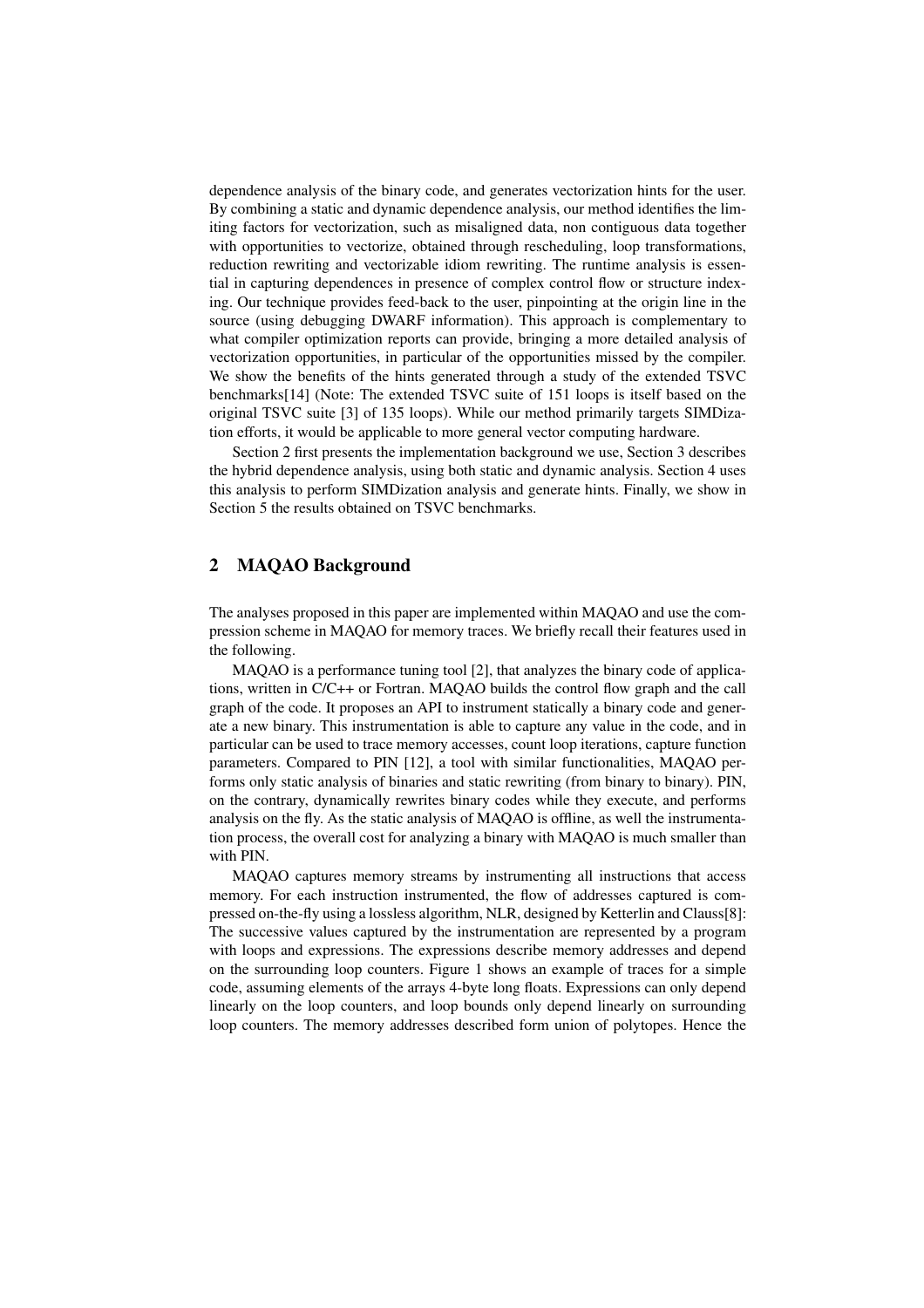dependence analysis of the binary code, and generates vectorization hints for the user. By combining a static and dynamic dependence analysis, our method identifies the limiting factors for vectorization, such as misaligned data, non contiguous data together with opportunities to vectorize, obtained through rescheduling, loop transformations, reduction rewriting and vectorizable idiom rewriting. The runtime analysis is essential in capturing dependences in presence of complex control flow or structure indexing. Our technique provides feed-back to the user, pinpointing at the origin line in the source (using debugging DWARF information). This approach is complementary to what compiler optimization reports can provide, bringing a more detailed analysis of vectorization opportunities, in particular of the opportunities missed by the compiler. We show the benefits of the hints generated through a study of the extended TSVC benchmarks[14] (Note: The extended TSVC suite of 151 loops is itself based on the original TSVC suite [3] of 135 loops). While our method primarily targets SIMDization efforts, it would be applicable to more general vector computing hardware.

Section 2 first presents the implementation background we use, Section 3 describes the hybrid dependence analysis, using both static and dynamic analysis. Section 4 uses this analysis to perform SIMDization analysis and generate hints. Finally, we show in Section 5 the results obtained on TSVC benchmarks.

## 2 MAQAO Background

The analyses proposed in this paper are implemented within MAQAO and use the compression scheme in MAQAO for memory traces. We briefly recall their features used in the following.

MAQAO is a performance tuning tool [2], that analyzes the binary code of applications, written in C/C++ or Fortran. MAQAO builds the control flow graph and the call graph of the code. It proposes an API to instrument statically a binary code and generate a new binary. This instrumentation is able to capture any value in the code, and in particular can be used to trace memory accesses, count loop iterations, capture function parameters. Compared to PIN [12], a tool with similar functionalities, MAQAO performs only static analysis of binaries and static rewriting (from binary to binary). PIN, on the contrary, dynamically rewrites binary codes while they execute, and performs analysis on the fly. As the static analysis of MAQAO is offline, as well the instrumentation process, the overall cost for analyzing a binary with MAQAO is much smaller than with PIN.

MAQAO captures memory streams by instrumenting all instructions that access memory. For each instruction instrumented, the flow of addresses captured is compressed on-the-fly using a lossless algorithm, NLR, designed by Ketterlin and Clauss[8]: The successive values captured by the instrumentation are represented by a program with loops and expressions. The expressions describe memory addresses and depend on the surrounding loop counters. Figure 1 shows an example of traces for a simple code, assuming elements of the arrays 4-byte long floats. Expressions can only depend linearly on the loop counters, and loop bounds only depend linearly on surrounding loop counters. The memory addresses described form union of polytopes. Hence the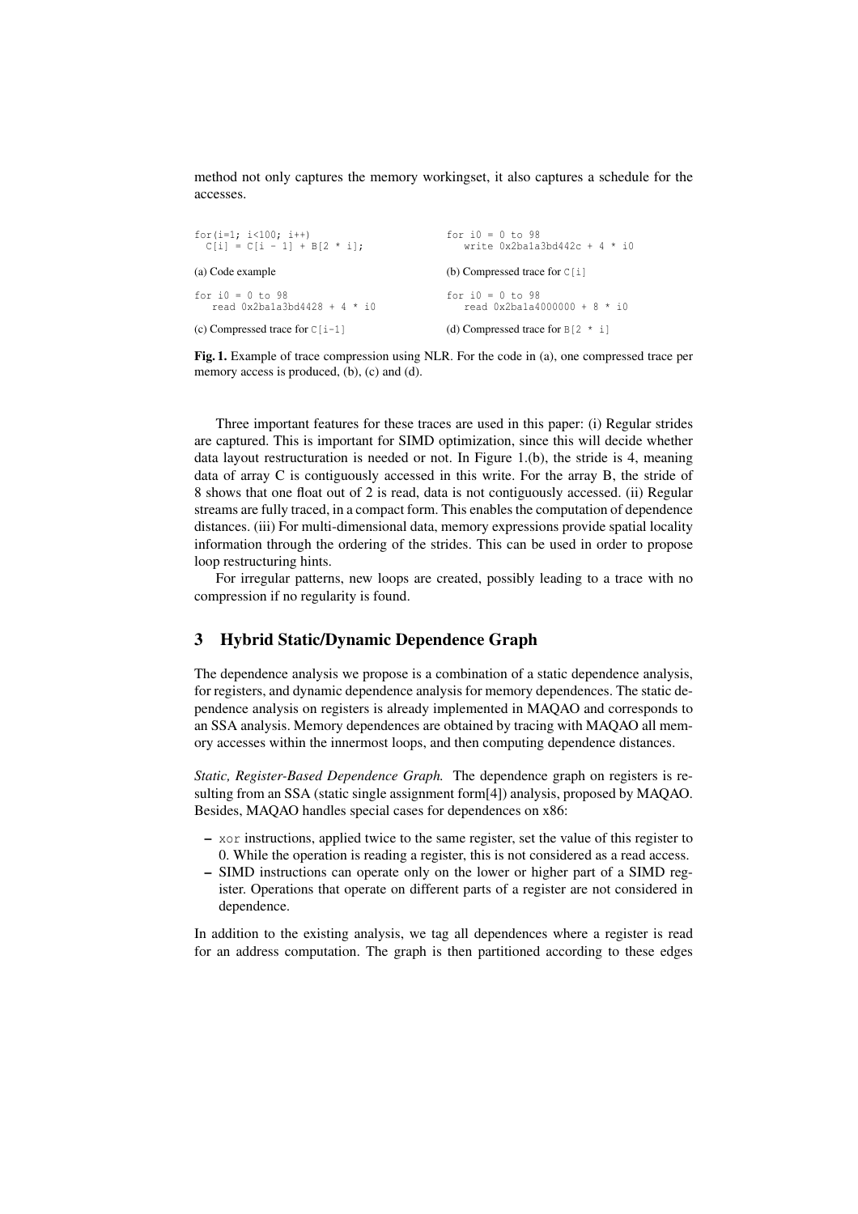method not only captures the memory workingset, it also captures a schedule for the accesses.

```
for(i=1; i<100; i++)
  C[i] = C[i - 1] + B[2 * i];
```

(a) Code example

```
for i0 = 0 to 98
   write 0x2ba1a3bd442c + 4 * i0
```

(b) Compressed trace for `C[i]`

```
for i0 = 0 to 98
   read 0x2ba1a3bd4428 + 4 * i0
```

(c) Compressed trace for `C[i-1]`

```
for i0 = 0 to 98
   read 0x2ba1a4000000 + 8 * i0
```

(d) Compressed trace for `B[2 * i]`

**Fig. 1.** Example of trace compression using NLR. For the code in (a), one compressed trace per memory access is produced, (b), (c) and (d).

Three important features for these traces are used in this paper: (i) Regular strides are captured. This is important for SIMD optimization, since this will decide whether data layout restructuration is needed or not. In Figure 1.(b), the stride is 4, meaning data of array C is contiguously accessed in this write. For the array B, the stride of 8 shows that one float out of 2 is read, data is not contiguously accessed. (ii) Regular streams are fully traced, in a compact form. This enables the computation of dependence distances. (iii) For multi-dimensional data, memory expressions provide spatial locality information through the ordering of the strides. This can be used in order to propose loop restructuring hints.

For irregular patterns, new loops are created, possibly leading to a trace with no compression if no regularity is found.

## 3 Hybrid Static/Dynamic Dependence Graph

The dependence analysis we propose is a combination of a static dependence analysis, for registers, and dynamic dependence analysis for memory dependences. The static dependence analysis on registers is already implemented in MAQAO and corresponds to an SSA analysis. Memory dependences are obtained by tracing with MAQAO all memory accesses within the innermost loops, and then computing dependence distances.

*Static, Register-Based Dependence Graph.* The dependence graph on registers is resulting from an SSA (static single assignment form[4]) analysis, proposed by MAQAO. Besides, MAQAO handles special cases for dependences on x86:

- `xor` instructions, applied twice to the same register, set the value of this register to 0. While the operation is reading a register, this is not considered as a read access.
- SIMD instructions can operate only on the lower or higher part of a SIMD register. Operations that operate on different parts of a register are not considered in dependence.

In addition to the existing analysis, we tag all dependences where a register is read for an address computation. The graph is then partitioned according to these edges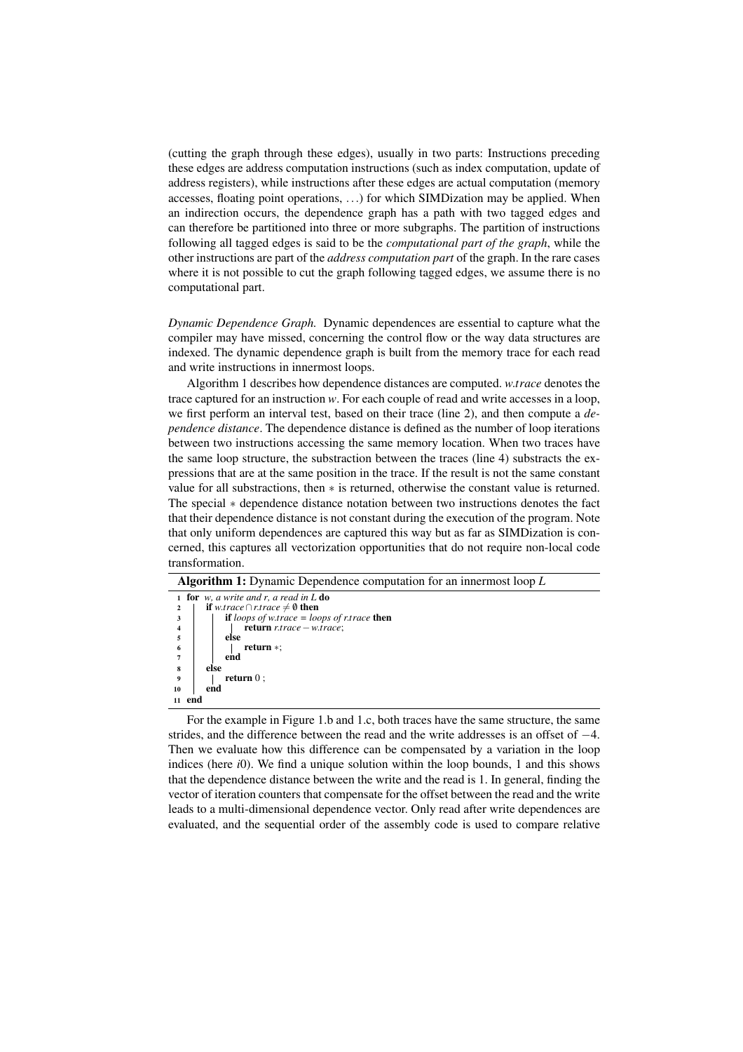(cutting the graph through these edges), usually in two parts: Instructions preceding these edges are address computation instructions (such as index computation, update of address registers), while instructions after these edges are actual computation (memory accesses, floating point operations, ...) for which SIMDization may be applied. When an indirection occurs, the dependence graph has a path with two tagged edges and can therefore be partitioned into three or more subgraphs. The partition of instructions following all tagged edges is said to be the *computational part of the graph*, while the other instructions are part of the *address computation part* of the graph. In the rare cases where it is not possible to cut the graph following tagged edges, we assume there is no computational part.

*Dynamic Dependence Graph.* Dynamic dependences are essential to capture what the compiler may have missed, concerning the control flow or the way data structures are indexed. The dynamic dependence graph is built from the memory trace for each read and write instructions in innermost loops.

Algorithm 1 describes how dependence distances are computed. *w.trace* denotes the trace captured for an instruction *w*. For each couple of read and write accesses in a loop, we first perform an interval test, based on their trace (line 2), and then compute a *dependence distance*. The dependence distance is defined as the number of loop iterations between two instructions accessing the same memory location. When two traces have the same loop structure, the substraction between the traces (line 4) substracts the expressions that are at the same position in the trace. If the result is not the same constant value for all substractions, then $*$ is returned, otherwise the constant value is returned. The special $*$ dependence distance notation between two instructions denotes the fact that their dependence distance is not constant during the execution of the program. Note that only uniform dependences are captured this way but as far as SIMDization is concerned, this captures all vectorization opportunities that do not require non-local code transformation.

**Algorithm 1:** Dynamic Dependence computation for an innermost loop $L$

```
1  for w, a write and r, a read in L do
2      if w.trace ∩ r.trace ≠ ∅ then
3          if loops of w.trace = loops of r.trace then
4              return r.trace − w.trace;
5          else
6              return ∗;
7          end
8      else
9          return 0 ;
10     end
11 end
```

For the example in Figure 1.b and 1.c, both traces have the same structure, the same strides, and the difference between the read and the write addresses is an offset of $-4$. Then we evaluate how this difference can be compensated by a variation in the loop indices (here $i0$). We find a unique solution within the loop bounds, 1 and this shows that the dependence distance between the write and the read is 1. In general, finding the vector of iteration counters that compensate for the offset between the read and the write leads to a multi-dimensional dependence vector. Only read after write dependences are evaluated, and the sequential order of the assembly code is used to compare relative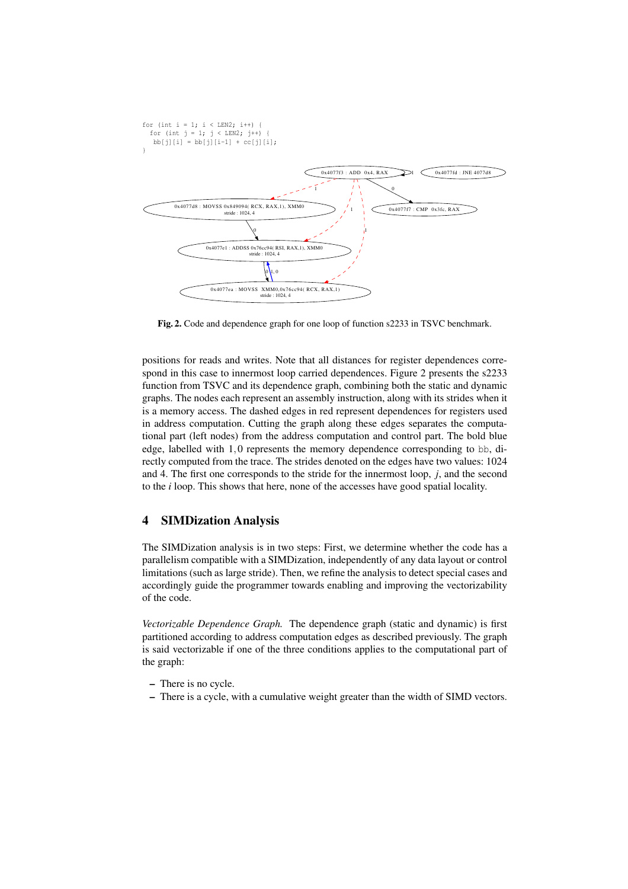```
for (int i = 1; i < LEN2; i++) {
  for (int j = 1; j < LEN2; j++) {
    bb[j][i] = bb[j][i-1] + cc[j][i];
}
```

0x4077f3 : ADD 0x4, RAX

0x4077fd : JNE 4077d8

0x4077d8 : MOVSS 0x849094( RCX, RAX,1), XMM0
stride : 1024, 4

0x4077f7 : CMP 0x3fc, RAX

0x4077e1 : ADDSS 0x76cc94( RSI, RAX,1), XMM0
stride : 1024, 4

0x4077ea : MOVSS XMM0,0x76cc94( RCX, RAX,1)
stride : 1024, 4

1

0

1, 0

**Fig. 2.** Code and dependence graph for one loop of function s2233 in TSVC benchmark.

positions for reads and writes. Note that all distances for register dependences correspond in this case to innermost loop carried dependences. Figure 2 presents the s2233 function from TSVC and its dependence graph, combining both the static and dynamic graphs. The nodes each represent an assembly instruction, along with its strides when it is a memory access. The dashed edges in red represent dependences for registers used in address computation. Cutting the graph along these edges separates the computational part (left nodes) from the address computation and control part. The bold blue edge, labelled with $1,0$ represents the memory dependence corresponding to `bb`, directly computed from the trace. The strides denoted on the edges have two values: 1024 and 4. The first one corresponds to the stride for the innermost loop, $j$, and the second to the $i$ loop. This shows that here, none of the accesses have good spatial locality.

## 4 SIMDization Analysis

The SIMDization analysis is in two steps: First, we determine whether the code has a parallelism compatible with a SIMDization, independently of any data layout or control limitations (such as large stride). Then, we refine the analysis to detect special cases and accordingly guide the programmer towards enabling and improving the vectorizability of the code.

*Vectorizable Dependence Graph.* The dependence graph (static and dynamic) is first partitioned according to address computation edges as described previously. The graph is said vectorizable if one of the three conditions applies to the computational part of the graph:

- There is no cycle.
- There is a cycle, with a cumulative weight greater than the width of SIMD vectors.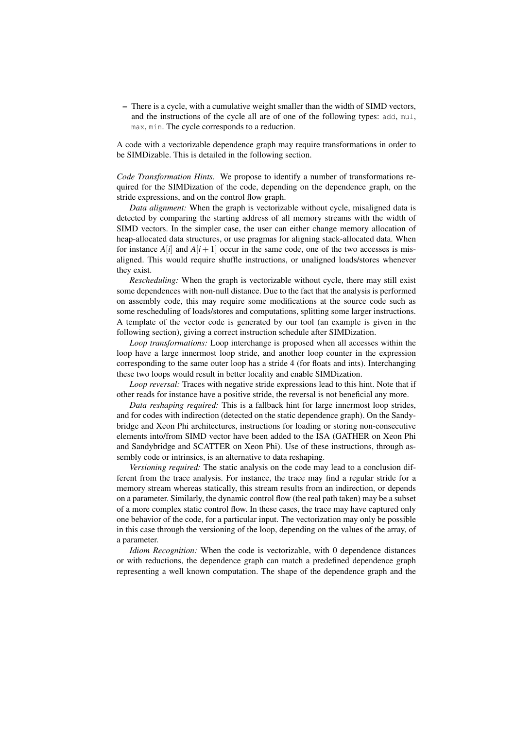– There is a cycle, with a cumulative weight smaller than the width of SIMD vectors, and the instructions of the cycle all are of one of the following types: `add`, `mul`, `max`, `min`. The cycle corresponds to a reduction.

A code with a vectorizable dependence graph may require transformations in order to be SIMDizable. This is detailed in the following section.

*Code Transformation Hints.* We propose to identify a number of transformations required for the SIMDization of the code, depending on the dependence graph, on the stride expressions, and on the control flow graph.

*Data alignment:* When the graph is vectorizable without cycle, misaligned data is detected by comparing the starting address of all memory streams with the width of SIMD vectors. In the simpler case, the user can either change memory allocation of heap-allocated data structures, or use pragmas for aligning stack-allocated data. When for instance $A[i]$ and $A[i+1]$ occur in the same code, one of the two accesses is misaligned. This would require shuffle instructions, or unaligned loads/stores whenever they exist.

*Rescheduling:* When the graph is vectorizable without cycle, there may still exist some dependences with non-null distance. Due to the fact that the analysis is performed on assembly code, this may require some modifications at the source code such as some rescheduling of loads/stores and computations, splitting some larger instructions. A template of the vector code is generated by our tool (an example is given in the following section), giving a correct instruction schedule after SIMDization.

*Loop transformations:* Loop interchange is proposed when all accesses within the loop have a large innermost loop stride, and another loop counter in the expression corresponding to the same outer loop has a stride 4 (for floats and ints). Interchanging these two loops would result in better locality and enable SIMDization.

*Loop reversal:* Traces with negative stride expressions lead to this hint. Note that if other reads for instance have a positive stride, the reversal is not beneficial any more.

*Data reshaping required:* This is a fallback hint for large innermost loop strides, and for codes with indirection (detected on the static dependence graph). On the Sandybridge and Xeon Phi architectures, instructions for loading or storing non-consecutive elements into/from SIMD vector have been added to the ISA (GATHER on Xeon Phi and Sandybridge and SCATTER on Xeon Phi). Use of these instructions, through assembly code or intrinsics, is an alternative to data reshaping.

*Versioning required:* The static analysis on the code may lead to a conclusion different from the trace analysis. For instance, the trace may find a regular stride for a memory stream whereas statically, this stream results from an indirection, or depends on a parameter. Similarly, the dynamic control flow (the real path taken) may be a subset of a more complex static control flow. In these cases, the trace may have captured only one behavior of the code, for a particular input. The vectorization may only be possible in this case through the versioning of the loop, depending on the values of the array, of a parameter.

*Idiom Recognition:* When the code is vectorizable, with 0 dependence distances or with reductions, the dependence graph can match a predefined dependence graph representing a well known computation. The shape of the dependence graph and the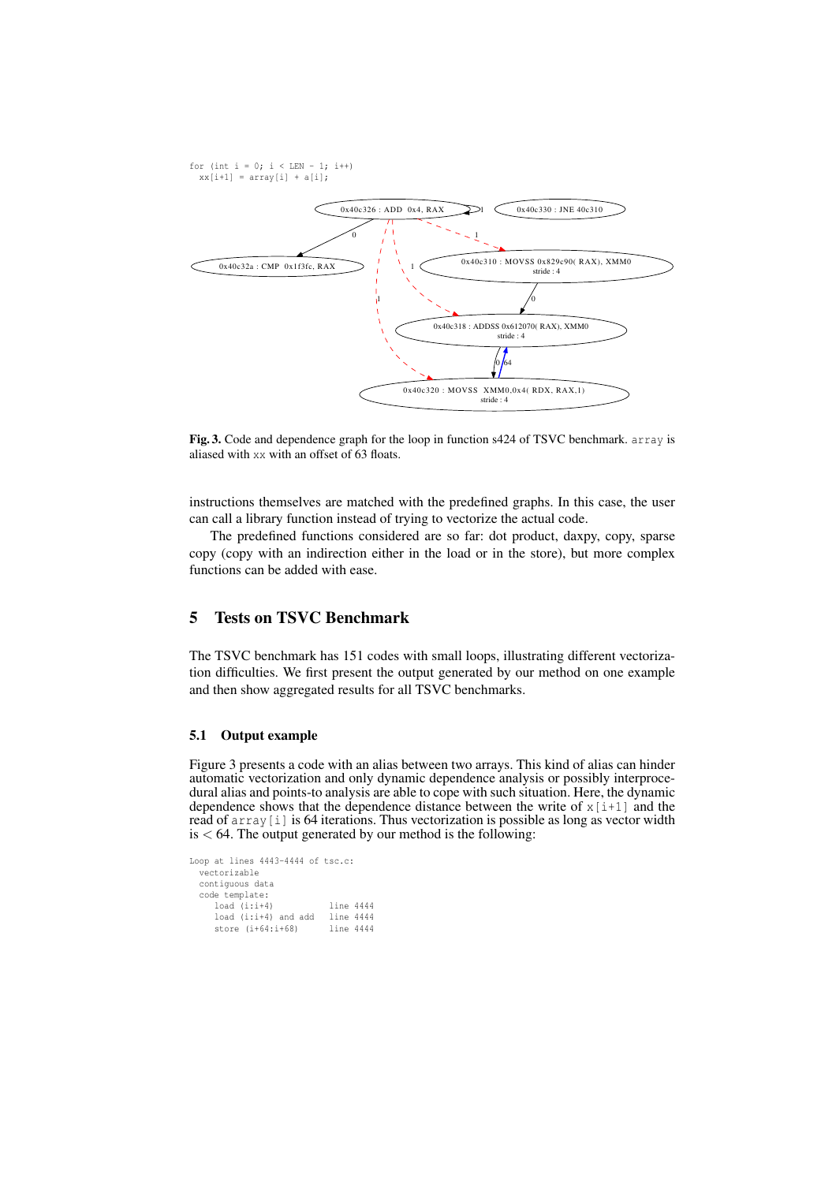```
for (int i = 0; i < LEN - 1; i++)
  xx[i+1] = array[i] + a[i];
```

0x40c326 : ADD 0x4, RAX

1

0x40c330 : JNE 40c310

0

1

0x40c32a : CMP 0x1f3fc, RAX

1

0x40c310 : MOVSS 0x829c90( RAX), XMM0
stride : 4

1

0

0x40c318 : ADDSS 0x612070( RAX), XMM0
stride : 4

0

64

0x40c320 : MOVSS XMM0,0x4( RDX, RAX,1)
stride : 4

**Fig. 3.** Code and dependence graph for the loop in function s424 of TSVC benchmark. `array` is aliased with `xx` with an offset of 63 floats.

instructions themselves are matched with the predefined graphs. In this case, the user can call a library function instead of trying to vectorize the actual code.

The predefined functions considered are so far: dot product, daxpy, copy, sparse copy (copy with an indirection either in the load or in the store), but more complex functions can be added with ease.

## 5 Tests on TSVC Benchmark

The TSVC benchmark has 151 codes with small loops, illustrating different vectorization difficulties. We first present the output generated by our method on one example and then show aggregated results for all TSVC benchmarks.

### 5.1 Output example

Figure 3 presents a code with an alias between two arrays. This kind of alias can hinder automatic vectorization and only dynamic dependence analysis or possibly interprocedural alias and points-to analysis are able to cope with such situation. Here, the dynamic dependence shows that the dependence distance between the write of `x[i+1]` and the read of `array[i]` is 64 iterations. Thus vectorization is possible as long as vector width is $< 64$. The output generated by our method is the following:

```
Loop at lines 4443-4444 of tsc.c:
  vectorizable
  contiguous data
  code template:
     load (i:i+4)           line 4444
     load (i:i+4) and add   line 4444
     store (i+64:i+68)      line 4444
```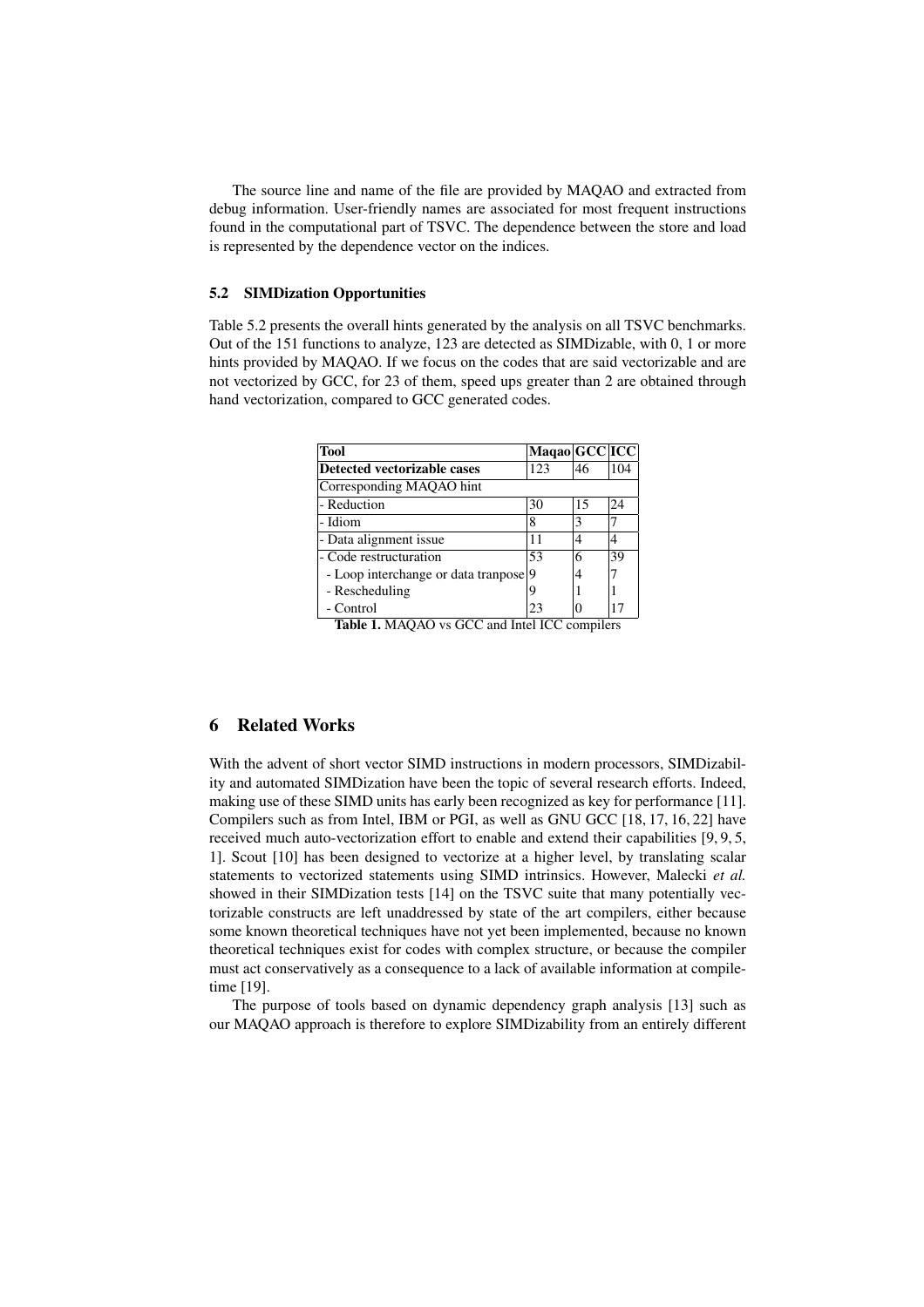The source line and name of the file are provided by MAQAO and extracted from debug information. User-friendly names are associated for most frequent instructions found in the computational part of TSVC. The dependence between the store and load is represented by the dependence vector on the indices.

### 5.2 SIMDization Opportunities

Table 5.2 presents the overall hints generated by the analysis on all TSVC benchmarks. Out of the 151 functions to analyze, 123 are detected as SIMDizable, with 0, 1 or more hints provided by MAQAO. If we focus on the codes that are said vectorizable and are not vectorized by GCC, for 23 of them, speed ups greater than 2 are obtained through hand vectorization, compared to GCC generated codes.

| Tool | Maqao | GCC | ICC |
|---|---|---|---|
| **Detected vectorizable cases** | 123 | 46 | 104 |
| Corresponding MAQAO hint | | | |
| - Reduction | 30 | 15 | 24 |
| - Idiom | 8 | 3 | 7 |
| - Data alignment issue | 11 | 4 | 4 |
| - Code restructuration | 53 | 6 | 39 |
| - Loop interchange or data tranpose | 9 | 4 | 7 |
| - Rescheduling | 9 | 1 | 1 |
| - Control | 23 | 0 | 17 |

**Table 1.** MAQAO vs GCC and Intel ICC compilers

## 6 Related Works

With the advent of short vector SIMD instructions in modern processors, SIMDizability and automated SIMDization have been the topic of several research efforts. Indeed, making use of these SIMD units has early been recognized as key for performance [11]. Compilers such as from Intel, IBM or PGI, as well as GNU GCC [18, 17, 16, 22] have received much auto-vectorization effort to enable and extend their capabilities [9, 9, 5, 1]. Scout [10] has been designed to vectorize at a higher level, by translating scalar statements to vectorized statements using SIMD intrinsics. However, Malecki *et al.* showed in their SIMDization tests [14] on the TSVC suite that many potentially vectorizable constructs are left unaddressed by state of the art compilers, either because some known theoretical techniques have not yet been implemented, because no known theoretical techniques exist for codes with complex structure, or because the compiler must act conservatively as a consequence to a lack of available information at compile-time [19].

The purpose of tools based on dynamic dependency graph analysis [13] such as our MAQAO approach is therefore to explore SIMDizability from an entirely different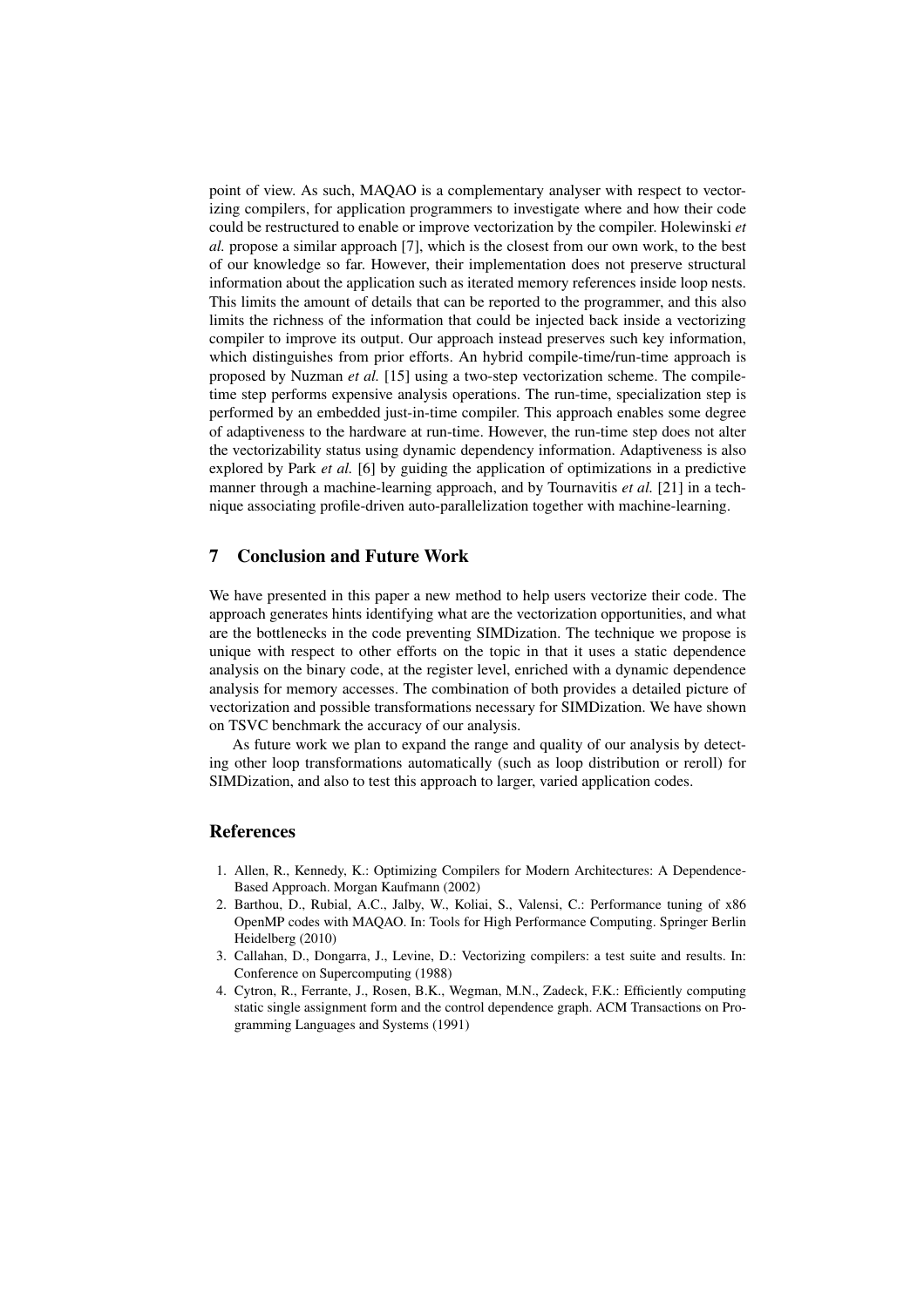point of view. As such, MAQAO is a complementary analyser with respect to vectorizing compilers, for application programmers to investigate where and how their code could be restructured to enable or improve vectorization by the compiler. Holewinski *et al.* propose a similar approach [7], which is the closest from our own work, to the best of our knowledge so far. However, their implementation does not preserve structural information about the application such as iterated memory references inside loop nests. This limits the amount of details that can be reported to the programmer, and this also limits the richness of the information that could be injected back inside a vectorizing compiler to improve its output. Our approach instead preserves such key information, which distinguishes from prior efforts. An hybrid compile-time/run-time approach is proposed by Nuzman *et al.* [15] using a two-step vectorization scheme. The compile-time step performs expensive analysis operations. The run-time, specialization step is performed by an embedded just-in-time compiler. This approach enables some degree of adaptiveness to the hardware at run-time. However, the run-time step does not alter the vectorizability status using dynamic dependency information. Adaptiveness is also explored by Park *et al.* [6] by guiding the application of optimizations in a predictive manner through a machine-learning approach, and by Tournavitis *et al.* [21] in a technique associating profile-driven auto-parallelization together with machine-learning.

## 7 Conclusion and Future Work

We have presented in this paper a new method to help users vectorize their code. The approach generates hints identifying what are the vectorization opportunities, and what are the bottlenecks in the code preventing SIMDization. The technique we propose is unique with respect to other efforts on the topic in that it uses a static dependence analysis on the binary code, at the register level, enriched with a dynamic dependence analysis for memory accesses. The combination of both provides a detailed picture of vectorization and possible transformations necessary for SIMDization. We have shown on TSVC benchmark the accuracy of our analysis.

As future work we plan to expand the range and quality of our analysis by detecting other loop transformations automatically (such as loop distribution or reroll) for SIMDization, and also to test this approach to larger, varied application codes.

## References

1. Allen, R., Kennedy, K.: Optimizing Compilers for Modern Architectures: A Dependence-Based Approach. Morgan Kaufmann (2002)
2. Barthou, D., Rubial, A.C., Jalby, W., Koliai, S., Valensi, C.: Performance tuning of x86 OpenMP codes with MAQAO. In: Tools for High Performance Computing. Springer Berlin Heidelberg (2010)
3. Callahan, D., Dongarra, J., Levine, D.: Vectorizing compilers: a test suite and results. In: Conference on Supercomputing (1988)
4. Cytron, R., Ferrante, J., Rosen, B.K., Wegman, M.N., Zadeck, F.K.: Efficiently computing static single assignment form and the control dependence graph. ACM Transactions on Programming Languages and Systems (1991)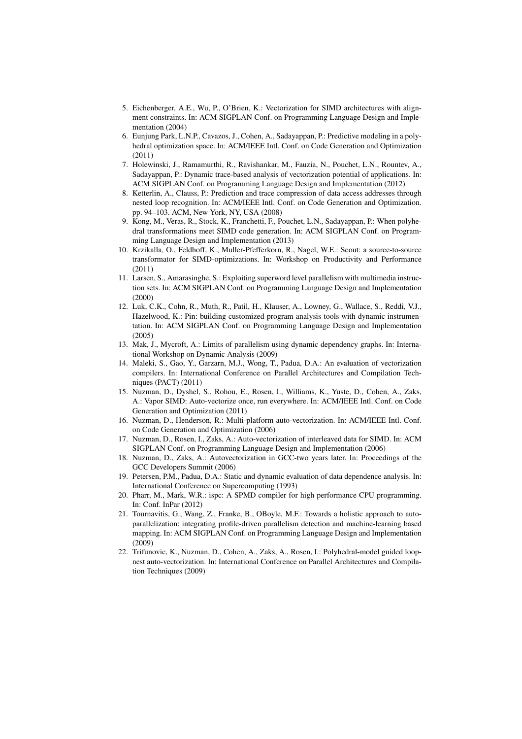5. Eichenberger, A.E., Wu, P., O'Brien, K.: Vectorization for SIMD architectures with alignment constraints. In: ACM SIGPLAN Conf. on Programming Language Design and Implementation (2004)
6. Eunjung Park, L.N.P., Cavazos, J., Cohen, A., Sadayappan, P.: Predictive modeling in a polyhedral optimization space. In: ACM/IEEE Intl. Conf. on Code Generation and Optimization (2011)
7. Holewinski, J., Ramamurthi, R., Ravishankar, M., Fauzia, N., Pouchet, L.N., Rountev, A., Sadayappan, P.: Dynamic trace-based analysis of vectorization potential of applications. In: ACM SIGPLAN Conf. on Programming Language Design and Implementation (2012)
8. Ketterlin, A., Clauss, P.: Prediction and trace compression of data access addresses through nested loop recognition. In: ACM/IEEE Intl. Conf. on Code Generation and Optimization. pp. 94–103. ACM, New York, NY, USA (2008)
9. Kong, M., Veras, R., Stock, K., Franchetti, F., Pouchet, L.N., Sadayappan, P.: When polyhedral transformations meet SIMD code generation. In: ACM SIGPLAN Conf. on Programming Language Design and Implementation (2013)
10. Krzikalla, O., Feldhoff, K., Muller-Pfefferkorn, R., Nagel, W.E.: Scout: a source-to-source transformator for SIMD-optimizations. In: Workshop on Productivity and Performance (2011)
11. Larsen, S., Amarasinghe, S.: Exploiting superword level parallelism with multimedia instruction sets. In: ACM SIGPLAN Conf. on Programming Language Design and Implementation (2000)
12. Luk, C.K., Cohn, R., Muth, R., Patil, H., Klauser, A., Lowney, G., Wallace, S., Reddi, V.J., Hazelwood, K.: Pin: building customized program analysis tools with dynamic instrumentation. In: ACM SIGPLAN Conf. on Programming Language Design and Implementation (2005)
13. Mak, J., Mycroft, A.: Limits of parallelism using dynamic dependency graphs. In: International Workshop on Dynamic Analysis (2009)
14. Maleki, S., Gao, Y., Garzarn, M.J., Wong, T., Padua, D.A.: An evaluation of vectorization compilers. In: International Conference on Parallel Architectures and Compilation Techniques (PACT) (2011)
15. Nuzman, D., Dyshel, S., Rohou, E., Rosen, I., Williams, K., Yuste, D., Cohen, A., Zaks, A.: Vapor SIMD: Auto-vectorize once, run everywhere. In: ACM/IEEE Intl. Conf. on Code Generation and Optimization (2011)
16. Nuzman, D., Henderson, R.: Multi-platform auto-vectorization. In: ACM/IEEE Intl. Conf. on Code Generation and Optimization (2006)
17. Nuzman, D., Rosen, I., Zaks, A.: Auto-vectorization of interleaved data for SIMD. In: ACM SIGPLAN Conf. on Programming Language Design and Implementation (2006)
18. Nuzman, D., Zaks, A.: Autovectorization in GCC-two years later. In: Proceedings of the GCC Developers Summit (2006)
19. Petersen, P.M., Padua, D.A.: Static and dynamic evaluation of data dependence analysis. In: International Conference on Supercomputing (1993)
20. Pharr, M., Mark, W.R.: ispc: A SPMD compiler for high performance CPU programming. In: Conf. InPar (2012)
21. Tournavitis, G., Wang, Z., Franke, B., OBoyle, M.F.: Towards a holistic approach to auto-parallelization: integrating profile-driven parallelism detection and machine-learning based mapping. In: ACM SIGPLAN Conf. on Programming Language Design and Implementation (2009)
22. Trifunovic, K., Nuzman, D., Cohen, A., Zaks, A., Rosen, I.: Polyhedral-model guided loop-nest auto-vectorization. In: International Conference on Parallel Architectures and Compilation Techniques (2009)